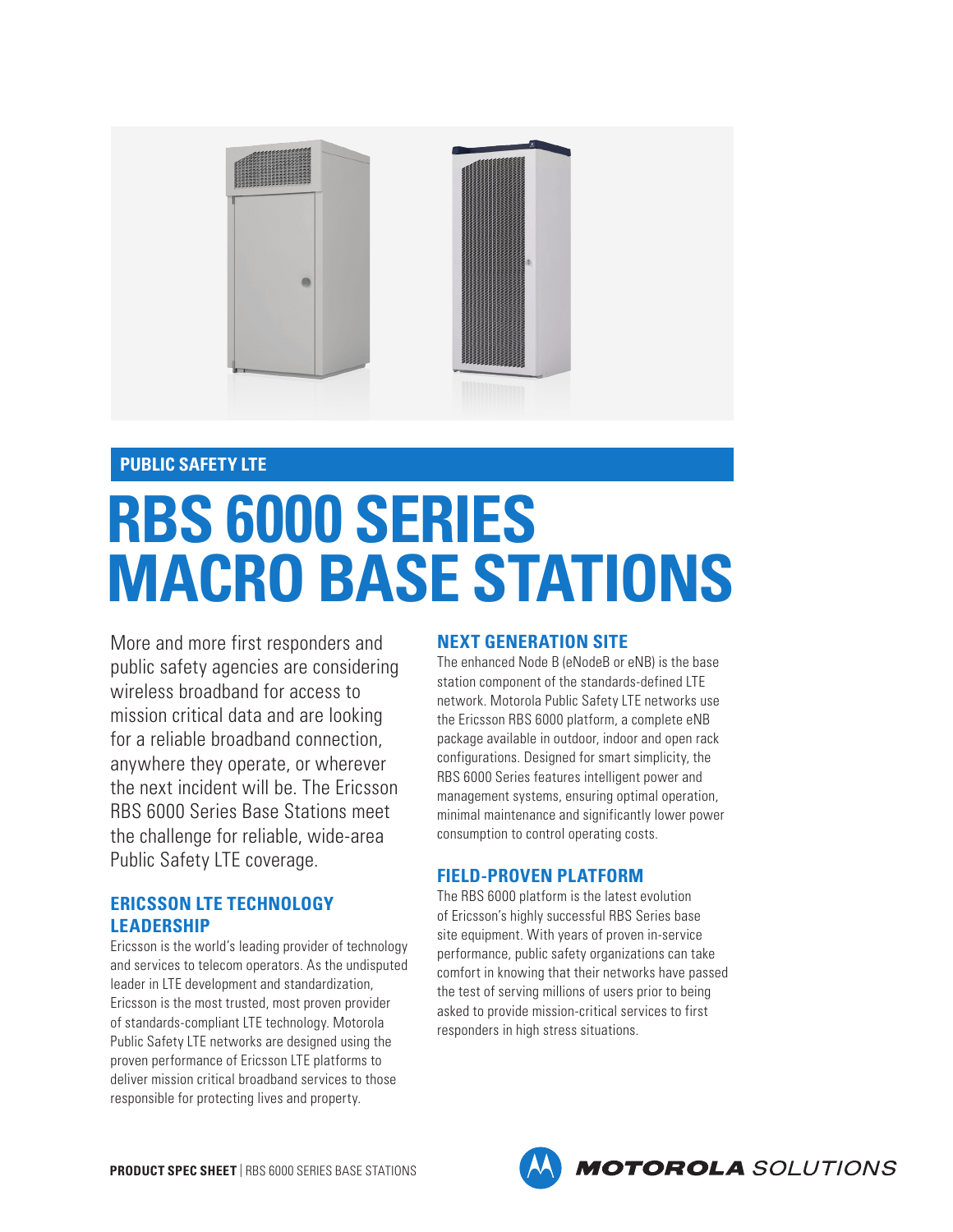PUBLIC SAFETY LTE

# RBS 6000 SERIES MACRO BASE STATIONS

More and more first responders and public safety agencies are considering wireless broadband for access to mission critical data and are looking for a reliable broadband connection, anywhere they operate, or wherever the next incident will be. The Ericsson RBS 6000 Series Base Stations meet the challenge for reliable, wide-area Public Safety LTE coverage.

## ERICSSON LTE TECHNOLOGY LEADERSHIP

Ericsson is the world's leading provider of technology and services to telecom operators. As the undisputed leader in LTE development and standardization, Ericsson is the most trusted, most proven provider of standards-compliant LTE technology. Motorola Public Safety LTE networks are designed using the proven performance of Ericsson LTE platforms to deliver mission critical broadband services to those responsible for protecting lives and property.

## NEXT GENERATION SITE

The enhanced Node B (eNodeB or eNB) is the base station component of the standards-defined LTE network. Motorola Public Safety LTE networks use the Ericsson RBS 6000 platform, a complete eNB package available in outdoor, indoor and open rack configurations. Designed for smart simplicity, the RBS 6000 Series features intelligent power and management systems, ensuring optimal operation, minimal maintenance and significantly lower power consumption to control operating costs.

## FIELD-PROVEN PLATFORM

The RBS 6000 platform is the latest evolution of Ericsson's highly successful RBS Series base site equipment. With years of proven in-service performance, public safety organizations can take comfort in knowing that their networks have passed the test of serving millions of users prior to being asked to provide mission-critical services to first responders in high stress situations.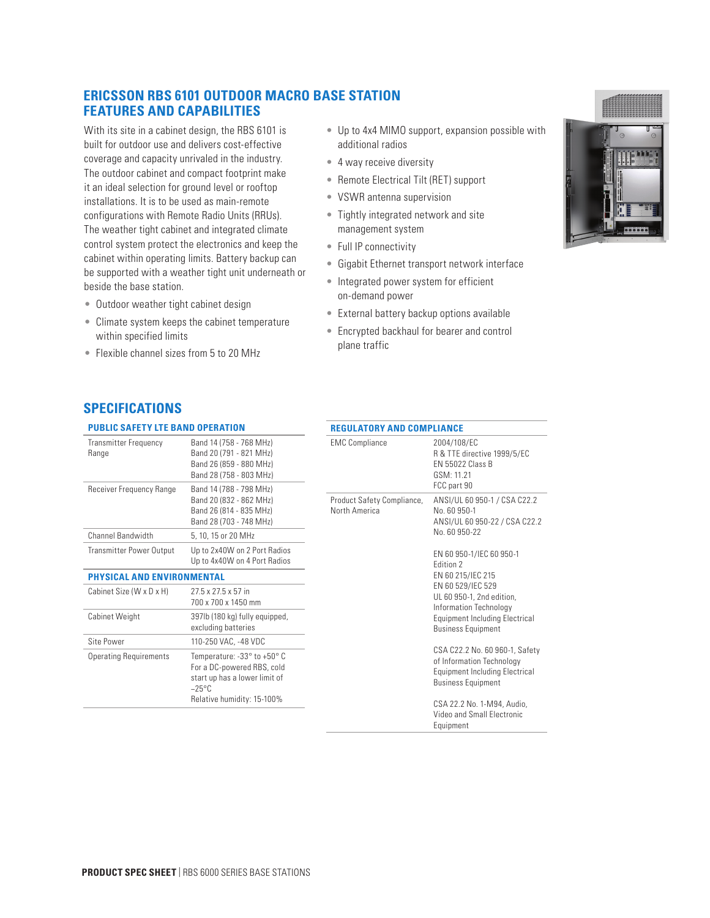# ERICSSON RBS 6101 OUTDOOR MACRO BASE STATION FEATURES AND CAPABILITIES

With its site in a cabinet design, the RBS 6101 is built for outdoor use and delivers cost-effective coverage and capacity unrivaled in the industry. The outdoor cabinet and compact footprint make it an ideal selection for ground level or rooftop installations. It is to be used as main-remote configurations with Remote Radio Units (RRUs). The weather tight cabinet and integrated climate control system protect the electronics and keep the cabinet within operating limits. Battery backup can be supported with a weather tight unit underneath or beside the base station.

- Outdoor weather tight cabinet design
- Climate system keeps the cabinet temperature within specified limits
- Flexible channel sizes from 5 to 20 MHz
- Up to 4x4 MIMO support, expansion possible with additional radios
- 4 way receive diversity
- Remote Electrical Tilt (RET) support
- VSWR antenna supervision
- Tightly integrated network and site management system
- Full IP connectivity
- Gigabit Ethernet transport network interface
- Integrated power system for efficient on-demand power
- External battery backup options available
- Encrypted backhaul for bearer and control plane traffic

## SPECIFICATIONS

### PUBLIC SAFETY LTE BAND OPERATION

| | |
|---|---|
| Transmitter Frequency Range | Band 14 (758 - 768 MHz)<br>Band 20 (791 - 821 MHz)<br>Band 26 (859 - 880 MHz)<br>Band 28 (758 - 803 MHz) |
| Receiver Frequency Range | Band 14 (788 - 798 MHz)<br>Band 20 (832 - 862 MHz)<br>Band 26 (814 - 835 MHz)<br>Band 28 (703 - 748 MHz) |
| Channel Bandwidth | 5, 10, 15 or 20 MHz |
| Transmitter Power Output | Up to 2x40W on 2 Port Radios<br>Up to 4x40W on 4 Port Radios |

### PHYSICAL AND ENVIRONMENTAL

| | |
|---|---|
| Cabinet Size (W x D x H) | 27.5 x 27.5 x 57 in<br>700 x 700 x 1450 mm |
| Cabinet Weight | 397lb (180 kg) fully equipped, excluding batteries |
| Site Power | 110-250 VAC, -48 VDC |
| Operating Requirements | Temperature: -33° to +50° C<br>For a DC-powered RBS, cold start up has a lower limit of −25°C<br>Relative humidity: 15-100% |

### REGULATORY AND COMPLIANCE

| | |
|---|---|
| EMC Compliance | 2004/108/EC<br>R & TTE directive 1999/5/EC<br>EN 55022 Class B<br>GSM: 11.21<br>FCC part 90 |
| Product Safety Compliance, North America | ANSI/UL 60 950-1 / CSA C22.2 No. 60 950-1<br>ANSI/UL 60 950-22 / CSA C22.2 No. 60 950-22<br><br>EN 60 950-1/IEC 60 950-1 Edition 2<br>EN 60 215/IEC 215<br>EN 60 529/IEC 529<br>UL 60 950-1, 2nd edition, Information Technology Equipment Including Electrical Business Equipment<br><br>CSA C22.2 No. 60 960-1, Safety of Information Technology Equipment Including Electrical Business Equipment<br><br>CSA 22.2 No. 1-M94, Audio, Video and Small Electronic Equipment |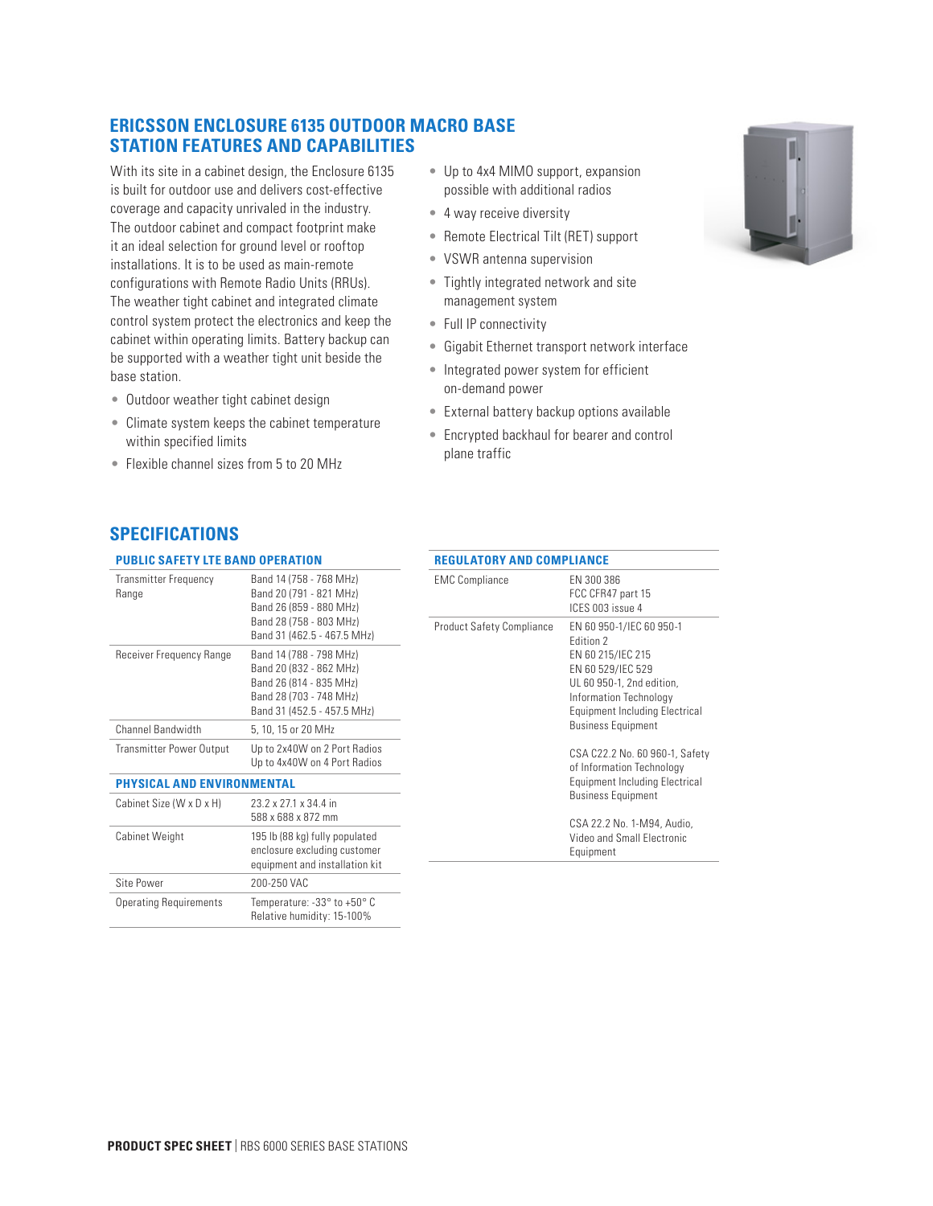## ERICSSON ENCLOSURE 6135 OUTDOOR MACRO BASE STATION FEATURES AND CAPABILITIES

With its site in a cabinet design, the Enclosure 6135 is built for outdoor use and delivers cost-effective coverage and capacity unrivaled in the industry. The outdoor cabinet and compact footprint make it an ideal selection for ground level or rooftop installations. It is to be used as main-remote configurations with Remote Radio Units (RRUs). The weather tight cabinet and integrated climate control system protect the electronics and keep the cabinet within operating limits. Battery backup can be supported with a weather tight unit beside the base station.

- Outdoor weather tight cabinet design
- Climate system keeps the cabinet temperature within specified limits
- Flexible channel sizes from 5 to 20 MHz
- Up to 4x4 MIMO support, expansion possible with additional radios
- 4 way receive diversity
- Remote Electrical Tilt (RET) support
- VSWR antenna supervision
- Tightly integrated network and site management system
- Full IP connectivity
- Gigabit Ethernet transport network interface
- Integrated power system for efficient on-demand power
- External battery backup options available
- Encrypted backhaul for bearer and control plane traffic

## SPECIFICATIONS

### PUBLIC SAFETY LTE BAND OPERATION

| | |
|---|---|
| Transmitter Frequency Range | Band 14 (758 - 768 MHz)<br>Band 20 (791 - 821 MHz)<br>Band 26 (859 - 880 MHz)<br>Band 28 (758 - 803 MHz)<br>Band 31 (462.5 - 467.5 MHz) |
| Receiver Frequency Range | Band 14 (788 - 798 MHz)<br>Band 20 (832 - 862 MHz)<br>Band 26 (814 - 835 MHz)<br>Band 28 (703 - 748 MHz)<br>Band 31 (452.5 - 457.5 MHz) |
| Channel Bandwidth | 5, 10, 15 or 20 MHz |
| Transmitter Power Output | Up to 2x40W on 2 Port Radios<br>Up to 4x40W on 4 Port Radios |

### PHYSICAL AND ENVIRONMENTAL

| | |
|---|---|
| Cabinet Size (W x D x H) | 23.2 x 27.1 x 34.4 in<br>588 x 688 x 872 mm |
| Cabinet Weight | 195 lb (88 kg) fully populated enclosure excluding customer equipment and installation kit |
| Site Power | 200-250 VAC |
| Operating Requirements | Temperature: -33° to +50° C<br>Relative humidity: 15-100% |

### REGULATORY AND COMPLIANCE

| | |
|---|---|
| EMC Compliance | EN 300 386<br>FCC CFR47 part 15<br>ICES 003 issue 4 |
| Product Safety Compliance | EN 60 950-1/IEC 60 950-1 Edition 2<br>EN 60 215/IEC 215<br>EN 60 529/IEC 529<br>UL 60 950-1, 2nd edition, Information Technology Equipment Including Electrical Business Equipment<br><br>CSA C22.2 No. 60 960-1, Safety of Information Technology Equipment Including Electrical Business Equipment<br><br>CSA 22.2 No. 1-M94, Audio, Video and Small Electronic Equipment |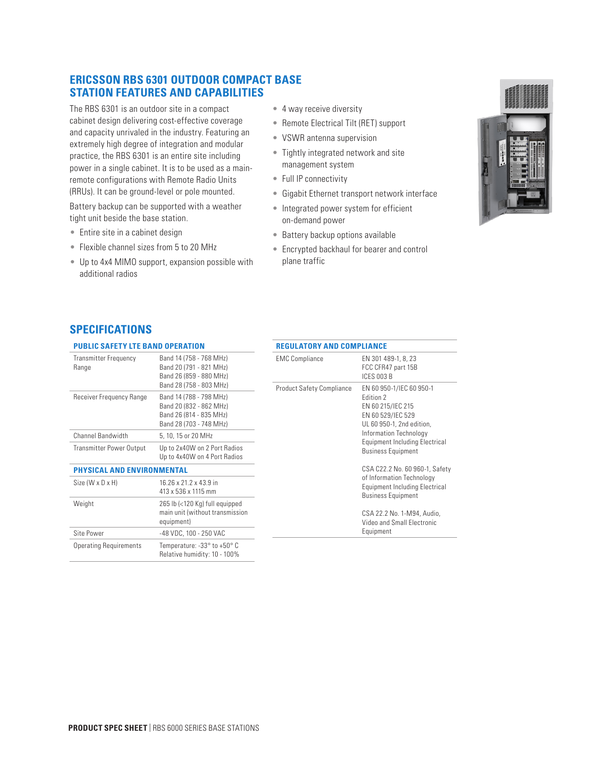## ERICSSON RBS 6301 OUTDOOR COMPACT BASE STATION FEATURES AND CAPABILITIES

The RBS 6301 is an outdoor site in a compact cabinet design delivering cost-effective coverage and capacity unrivaled in the industry. Featuring an extremely high degree of integration and modular practice, the RBS 6301 is an entire site including power in a single cabinet. It is to be used as a main-remote configurations with Remote Radio Units (RRUs). It can be ground-level or pole mounted.

Battery backup can be supported with a weather tight unit beside the base station.

- Entire site in a cabinet design
- Flexible channel sizes from 5 to 20 MHz
- Up to 4x4 MIMO support, expansion possible with additional radios
- 4 way receive diversity
- Remote Electrical Tilt (RET) support
- VSWR antenna supervision
- Tightly integrated network and site management system
- Full IP connectivity
- Gigabit Ethernet transport network interface
- Integrated power system for efficient on-demand power
- Battery backup options available
- Encrypted backhaul for bearer and control plane traffic

## SPECIFICATIONS

### PUBLIC SAFETY LTE BAND OPERATION

| | |
|---|---|
| Transmitter Frequency Range | Band 14 (758 - 768 MHz)<br>Band 20 (791 - 821 MHz)<br>Band 26 (859 - 880 MHz)<br>Band 28 (758 - 803 MHz) |
| Receiver Frequency Range | Band 14 (788 - 798 MHz)<br>Band 20 (832 - 862 MHz)<br>Band 26 (814 - 835 MHz)<br>Band 28 (703 - 748 MHz) |
| Channel Bandwidth | 5, 10, 15 or 20 MHz |
| Transmitter Power Output | Up to 2x40W on 2 Port Radios<br>Up to 4x40W on 4 Port Radios |

### PHYSICAL AND ENVIRONMENTAL

| | |
|---|---|
| Size (W x D x H) | 16.26 x 21.2 x 43.9 in<br>413 x 536 x 1115 mm |
| Weight | 265 lb (<120 Kg) full equipped main unit (without transmission equipment) |
| Site Power | -48 VDC, 100 - 250 VAC |
| Operating Requirements | Temperature: -33° to +50° C<br>Relative humidity: 10 - 100% |

### REGULATORY AND COMPLIANCE

| | |
|---|---|
| EMC Compliance | EN 301 489-1, 8, 23<br>FCC CFR47 part 15B<br>ICES 003 B |
| Product Safety Compliance | EN 60 950-1/IEC 60 950-1 Edition 2<br>EN 60 215/IEC 215<br>EN 60 529/IEC 529<br>UL 60 950-1, 2nd edition, Information Technology Equipment Including Electrical Business Equipment<br><br>CSA C22.2 No. 60 960-1, Safety of Information Technology Equipment Including Electrical Business Equipment<br><br>CSA 22.2 No. 1-M94, Audio, Video and Small Electronic Equipment |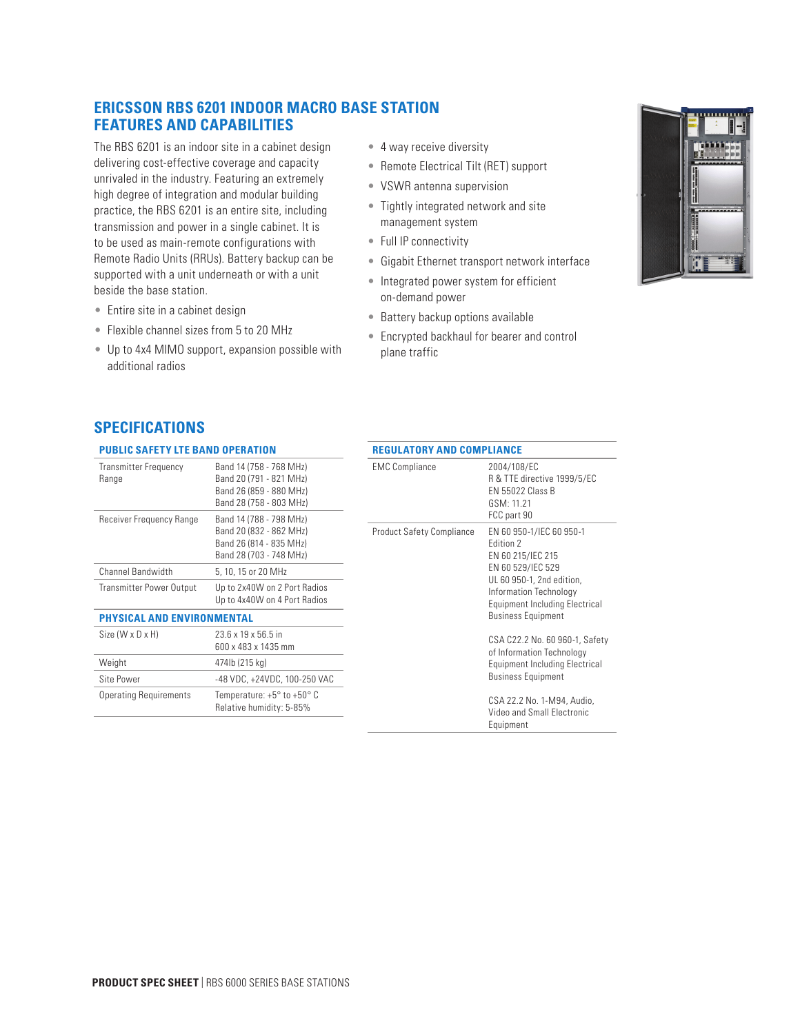# ERICSSON RBS 6201 INDOOR MACRO BASE STATION FEATURES AND CAPABILITIES

The RBS 6201 is an indoor site in a cabinet design delivering cost-effective coverage and capacity unrivaled in the industry. Featuring an extremely high degree of integration and modular building practice, the RBS 6201 is an entire site, including transmission and power in a single cabinet. It is to be used as main-remote configurations with Remote Radio Units (RRUs). Battery backup can be supported with a unit underneath or with a unit beside the base station.

- Entire site in a cabinet design
- Flexible channel sizes from 5 to 20 MHz
- Up to 4x4 MIMO support, expansion possible with additional radios
- 4 way receive diversity
- Remote Electrical Tilt (RET) support
- VSWR antenna supervision
- Tightly integrated network and site management system
- Full IP connectivity
- Gigabit Ethernet transport network interface
- Integrated power system for efficient on-demand power
- Battery backup options available
- Encrypted backhaul for bearer and control plane traffic

## SPECIFICATIONS

### PUBLIC SAFETY LTE BAND OPERATION

| | |
|---|---|
| Transmitter Frequency Range | Band 14 (758 - 768 MHz)<br>Band 20 (791 - 821 MHz)<br>Band 26 (859 - 880 MHz)<br>Band 28 (758 - 803 MHz) |
| Receiver Frequency Range | Band 14 (788 - 798 MHz)<br>Band 20 (832 - 862 MHz)<br>Band 26 (814 - 835 MHz)<br>Band 28 (703 - 748 MHz) |
| Channel Bandwidth | 5, 10, 15 or 20 MHz |
| Transmitter Power Output | Up to 2x40W on 2 Port Radios<br>Up to 4x40W on 4 Port Radios |

### PHYSICAL AND ENVIRONMENTAL

| | |
|---|---|
| Size (W x D x H) | 23.6 x 19 x 56.5 in<br>600 x 483 x 1435 mm |
| Weight | 474lb (215 kg) |
| Site Power | -48 VDC, +24VDC, 100-250 VAC |
| Operating Requirements | Temperature: +5° to +50° C<br>Relative humidity: 5-85% |

### REGULATORY AND COMPLIANCE

| | |
|---|---|
| EMC Compliance | 2004/108/EC<br>R & TTE directive 1999/5/EC<br>EN 55022 Class B<br>GSM: 11.21<br>FCC part 90 |
| Product Safety Compliance | EN 60 950-1/IEC 60 950-1 Edition 2<br>EN 60 215/IEC 215<br>EN 60 529/IEC 529<br>UL 60 950-1, 2nd edition, Information Technology Equipment Including Electrical Business Equipment<br><br>CSA C22.2 No. 60 960-1, Safety of Information Technology Equipment Including Electrical Business Equipment<br><br>CSA 22.2 No. 1-M94, Audio, Video and Small Electronic Equipment |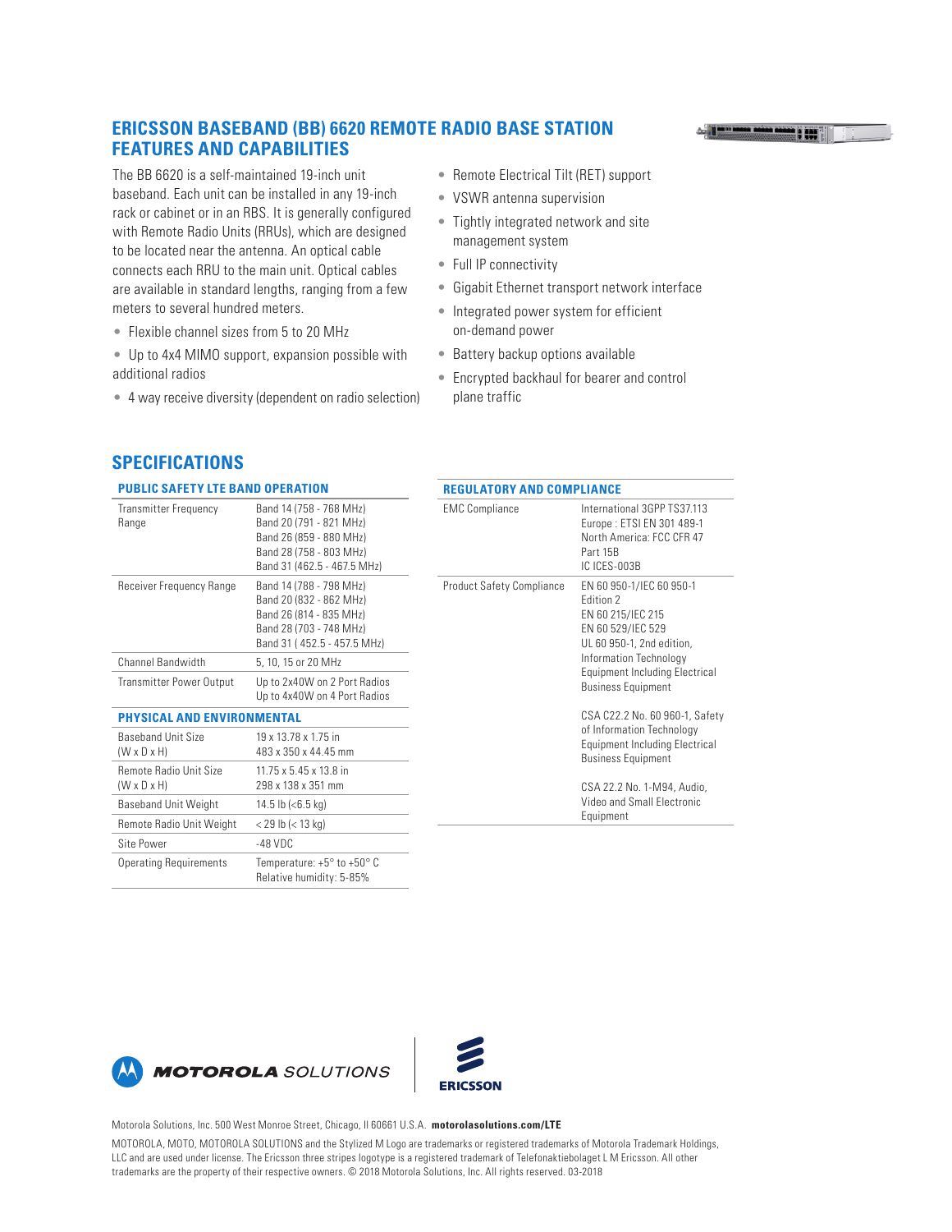## ERICSSON BASEBAND (BB) 6620 REMOTE RADIO BASE STATION FEATURES AND CAPABILITIES

The BB 6620 is a self-maintained 19-inch unit baseband. Each unit can be installed in any 19-inch rack or cabinet or in an RBS. It is generally configured with Remote Radio Units (RRUs), which are designed to be located near the antenna. An optical cable connects each RRU to the main unit. Optical cables are available in standard lengths, ranging from a few meters to several hundred meters.

- Flexible channel sizes from 5 to 20 MHz
- Up to 4x4 MIMO support, expansion possible with additional radios
- 4 way receive diversity (dependent on radio selection)
- Remote Electrical Tilt (RET) support
- VSWR antenna supervision
- Tightly integrated network and site management system
- Full IP connectivity
- Gigabit Ethernet transport network interface
- Integrated power system for efficient on-demand power
- Battery backup options available
- Encrypted backhaul for bearer and control plane traffic

## SPECIFICATIONS

### PUBLIC SAFETY LTE BAND OPERATION

| | |
|---|---|
| Transmitter Frequency Range | Band 14 (758 - 768 MHz)<br>Band 20 (791 - 821 MHz)<br>Band 26 (859 - 880 MHz)<br>Band 28 (758 - 803 MHz)<br>Band 31 (462.5 - 467.5 MHz) |
| Receiver Frequency Range | Band 14 (788 - 798 MHz)<br>Band 20 (832 - 862 MHz)<br>Band 26 (814 - 835 MHz)<br>Band 28 (703 - 748 MHz)<br>Band 31 ( 452.5 - 457.5 MHz) |
| Channel Bandwidth | 5, 10, 15 or 20 MHz |
| Transmitter Power Output | Up to 2x40W on 2 Port Radios<br>Up to 4x40W on 4 Port Radios |

### PHYSICAL AND ENVIRONMENTAL

| | |
|---|---|
| Baseband Unit Size (W x D x H) | 19 x 13.78 x 1.75 in<br>483 x 350 x 44.45 mm |
| Remote Radio Unit Size (W x D x H) | 11.75 x 5.45 x 13.8 in<br>298 x 138 x 351 mm |
| Baseband Unit Weight | 14.5 lb (<6.5 kg) |
| Remote Radio Unit Weight | < 29 lb (< 13 kg) |
| Site Power | -48 VDC |
| Operating Requirements | Temperature: +5° to +50° C<br>Relative humidity: 5-85% |

### REGULATORY AND COMPLIANCE

| | |
|---|---|
| EMC Compliance | International 3GPP TS37.113<br>Europe : ETSI EN 301 489-1<br>North America: FCC CFR 47 Part 15B<br>IC ICES-003B |
| Product Safety Compliance | EN 60 950-1/IEC 60 950-1 Edition 2<br>EN 60 215/IEC 215<br>EN 60 529/IEC 529<br>UL 60 950-1, 2nd edition, Information Technology Equipment Including Electrical Business Equipment<br><br>CSA C22.2 No. 60 960-1, Safety of Information Technology Equipment Including Electrical Business Equipment<br><br>CSA 22.2 No. 1-M94, Audio, Video and Small Electronic Equipment |

MOTOROLA SOLUTIONS | ERICSSON

Motorola Solutions, Inc. 500 West Monroe Street, Chicago, Il 60661 U.S.A. **motorolasolutions.com/LTE**

MOTOROLA, MOTO, MOTOROLA SOLUTIONS and the Stylized M Logo are trademarks or registered trademarks of Motorola Trademark Holdings, LLC and are used under license. The Ericsson three stripes logotype is a registered trademark of Telefonaktiebolaget L M Ericsson. All other trademarks are the property of their respective owners. © 2018 Motorola Solutions, Inc. All rights reserved. 03-2018